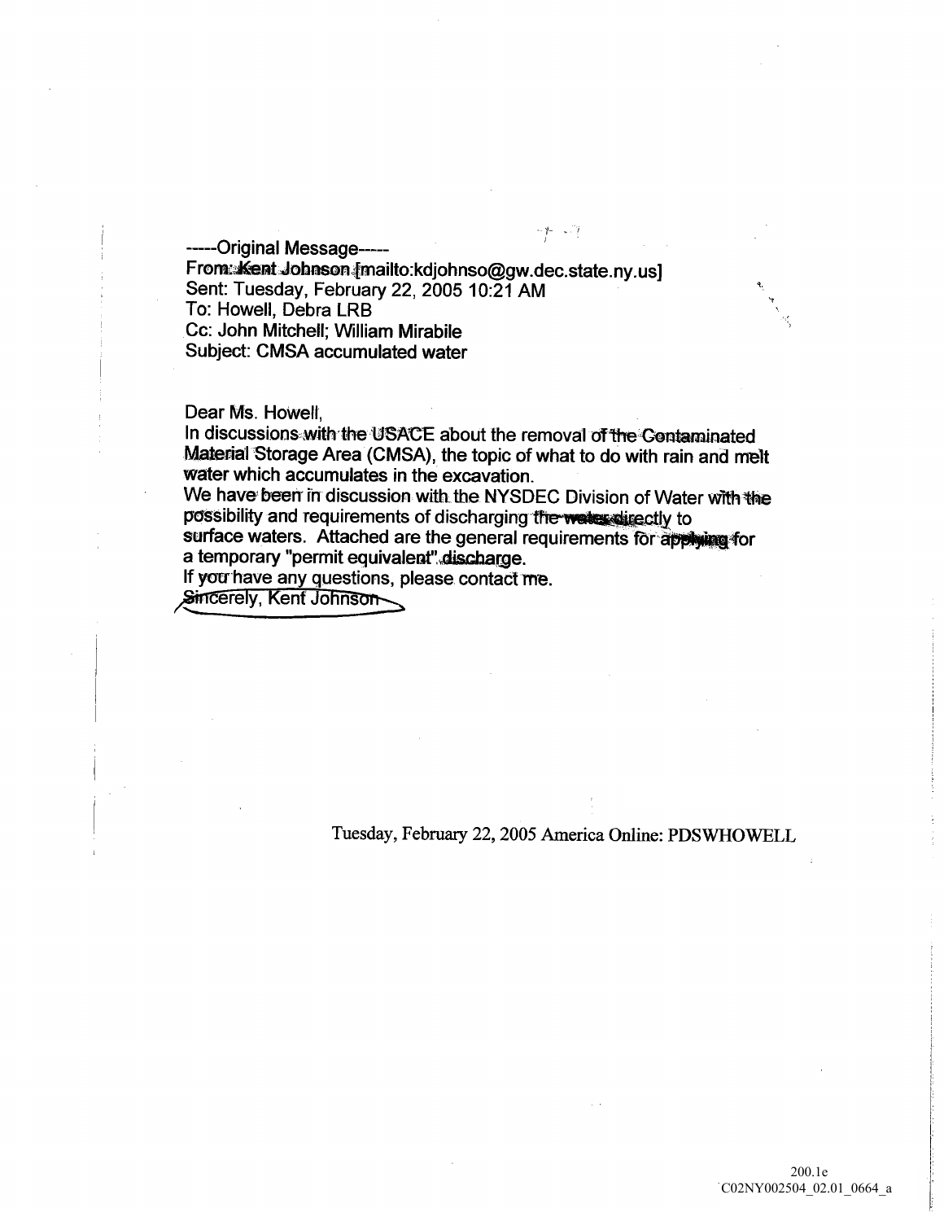-----Original Message-----
From: Kent Johnson [mailto:kdjohnso@gw.dec.state.ny.us]
Sent: Tuesday, February 22, 2005 10:21 AM
To: Howell, Debra LRB
Cc: John Mitchell; William Mirabile
Subject: CMSA accumulated water

Dear Ms. Howell,
In discussions with the USACE about the removal of the Contaminated Material Storage Area (CMSA), the topic of what to do with rain and melt water which accumulates in the excavation.
We have been in discussion with the NYSDEC Division of Water with the possibility and requirements of discharging the water directly to surface waters. Attached are the general requirements for applying for a temporary "permit equivalent" discharge.
If you have any questions, please contact me.
Sincerely, Kent Johnson

Tuesday, February 22, 2005 America Online: PDSWHOWELL

200.1e
C02NY002504_02.01_0664_a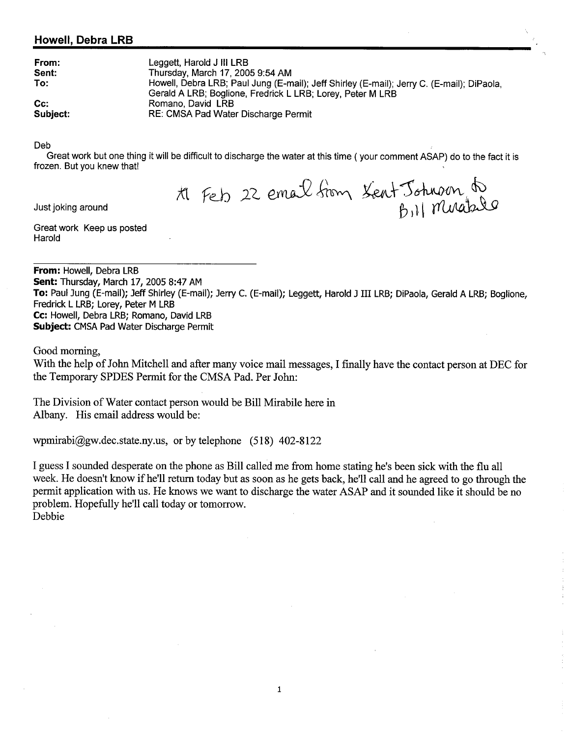## Howell, Debra LRB

**From:** Leggett, Harold J III LRB
**Sent:** Thursday, March 17, 2005 9:54 AM
**To:** Howell, Debra LRB; Paul Jung (E-mail); Jeff Shirley (E-mail); Jerry C. (E-mail); DiPaola, Gerald A LRB; Boglione, Fredrick L LRB; Lorey, Peter M LRB
**Cc:** Romano, David LRB
**Subject:** RE: CMSA Pad Water Discharge Permit

Deb
Great work but one thing it will be difficult to discharge the water at this time ( your comment ASAP) do to the fact it is frozen. But you knew that!

Just joking around

At Feb 22 email from Kent Johnson to Bill Mirabile

Great work Keep us posted
Harold

---

**From:** Howell, Debra LRB
**Sent:** Thursday, March 17, 2005 8:47 AM
**To:** Paul Jung (E-mail); Jeff Shirley (E-mail); Jerry C. (E-mail); Leggett, Harold J III LRB; DiPaola, Gerald A LRB; Boglione, Fredrick L LRB; Lorey, Peter M LRB
**Cc:** Howell, Debra LRB; Romano, David LRB
**Subject:** CMSA Pad Water Discharge Permit

Good morning,
With the help of John Mitchell and after many voice mail messages, I finally have the contact person at DEC for the Temporary SPDES Permit for the CMSA Pad. Per John:

The Division of Water contact person would be Bill Mirabile here in Albany. His email address would be:

wpmirabi@gw.dec.state.ny.us, or by telephone (518) 402-8122

I guess I sounded desperate on the phone as Bill called me from home stating he's been sick with the flu all week. He doesn't know if he'll return today but as soon as he gets back, he'll call and he agreed to go through the permit application with us. He knows we want to discharge the water ASAP and it sounded like it should be no problem. Hopefully he'll call today or tomorrow.
Debbie